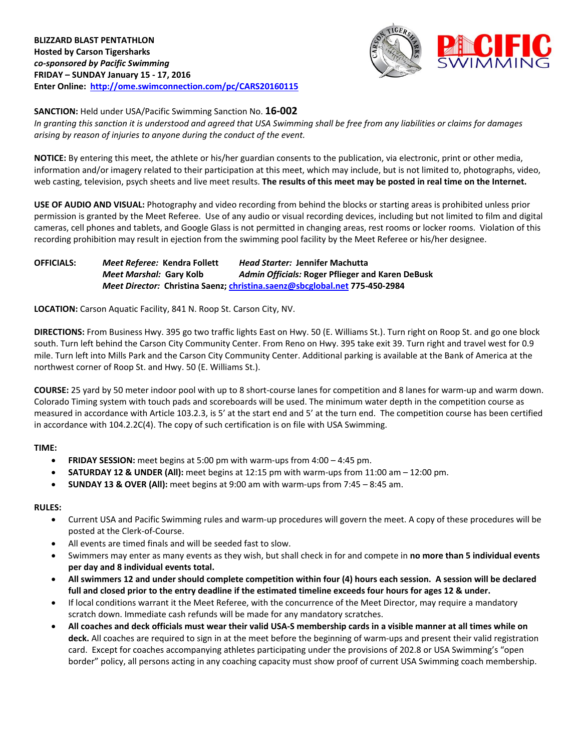**BLIZZARD BLAST PENTATHLON**
**Hosted by Carson Tigersharks**
***co-sponsored by Pacific Swimming***
**FRIDAY – SUNDAY January 15 - 17, 2016**
**Enter Online: http://ome.swimconnection.com/pc/CARS20160115**

**SANCTION:** Held under USA/Pacific Swimming Sanction No. **16-002**
*In granting this sanction it is understood and agreed that USA Swimming shall be free from any liabilities or claims for damages arising by reason of injuries to anyone during the conduct of the event.*

**NOTICE:** By entering this meet, the athlete or his/her guardian consents to the publication, via electronic, print or other media, information and/or imagery related to their participation at this meet, which may include, but is not limited to, photographs, video, web casting, television, psych sheets and live meet results. **The results of this meet may be posted in real time on the Internet.**

**USE OF AUDIO AND VISUAL:** Photography and video recording from behind the blocks or starting areas is prohibited unless prior permission is granted by the Meet Referee. Use of any audio or visual recording devices, including but not limited to film and digital cameras, cell phones and tablets, and Google Glass is not permitted in changing areas, rest rooms or locker rooms. Violation of this recording prohibition may result in ejection from the swimming pool facility by the Meet Referee or his/her designee.

**OFFICIALS:**
***Meet Referee:*** **Kendra Follett** ***Head Starter:*** **Jennifer Machutta**
***Meet Marshal:*** **Gary Kolb** ***Admin Officials:*** **Roger Pflieger and Karen DeBusk**
***Meet Director:*** **Christina Saenz; christina.saenz@sbcglobal.net 775-450-2984**

**LOCATION:** Carson Aquatic Facility, 841 N. Roop St. Carson City, NV.

**DIRECTIONS:** From Business Hwy. 395 go two traffic lights East on Hwy. 50 (E. Williams St.). Turn right on Roop St. and go one block south. Turn left behind the Carson City Community Center. From Reno on Hwy. 395 take exit 39. Turn right and travel west for 0.9 mile. Turn left into Mills Park and the Carson City Community Center. Additional parking is available at the Bank of America at the northwest corner of Roop St. and Hwy. 50 (E. Williams St.).

**COURSE:** 25 yard by 50 meter indoor pool with up to 8 short-course lanes for competition and 8 lanes for warm-up and warm down. Colorado Timing system with touch pads and scoreboards will be used. The minimum water depth in the competition course as measured in accordance with Article 103.2.3, is 5' at the start end and 5' at the turn end. The competition course has been certified in accordance with 104.2.2C(4). The copy of such certification is on file with USA Swimming.

**TIME:**

- **FRIDAY SESSION:** meet begins at 5:00 pm with warm-ups from 4:00 – 4:45 pm.
- **SATURDAY 12 & UNDER (All):** meet begins at 12:15 pm with warm-ups from 11:00 am – 12:00 pm.
- **SUNDAY 13 & OVER (All):** meet begins at 9:00 am with warm-ups from 7:45 – 8:45 am.

**RULES:**

- Current USA and Pacific Swimming rules and warm-up procedures will govern the meet. A copy of these procedures will be posted at the Clerk-of-Course.
- All events are timed finals and will be seeded fast to slow.
- Swimmers may enter as many events as they wish, but shall check in for and compete in **no more than 5 individual events per day and 8 individual events total.**
- **All swimmers 12 and under should complete competition within four (4) hours each session. A session will be declared full and closed prior to the entry deadline if the estimated timeline exceeds four hours for ages 12 & under.**
- If local conditions warrant it the Meet Referee, with the concurrence of the Meet Director, may require a mandatory scratch down. Immediate cash refunds will be made for any mandatory scratches.
- **All coaches and deck officials must wear their valid USA-S membership cards in a visible manner at all times while on deck.** All coaches are required to sign in at the meet before the beginning of warm-ups and present their valid registration card. Except for coaches accompanying athletes participating under the provisions of 202.8 or USA Swimming's "open border" policy, all persons acting in any coaching capacity must show proof of current USA Swimming coach membership.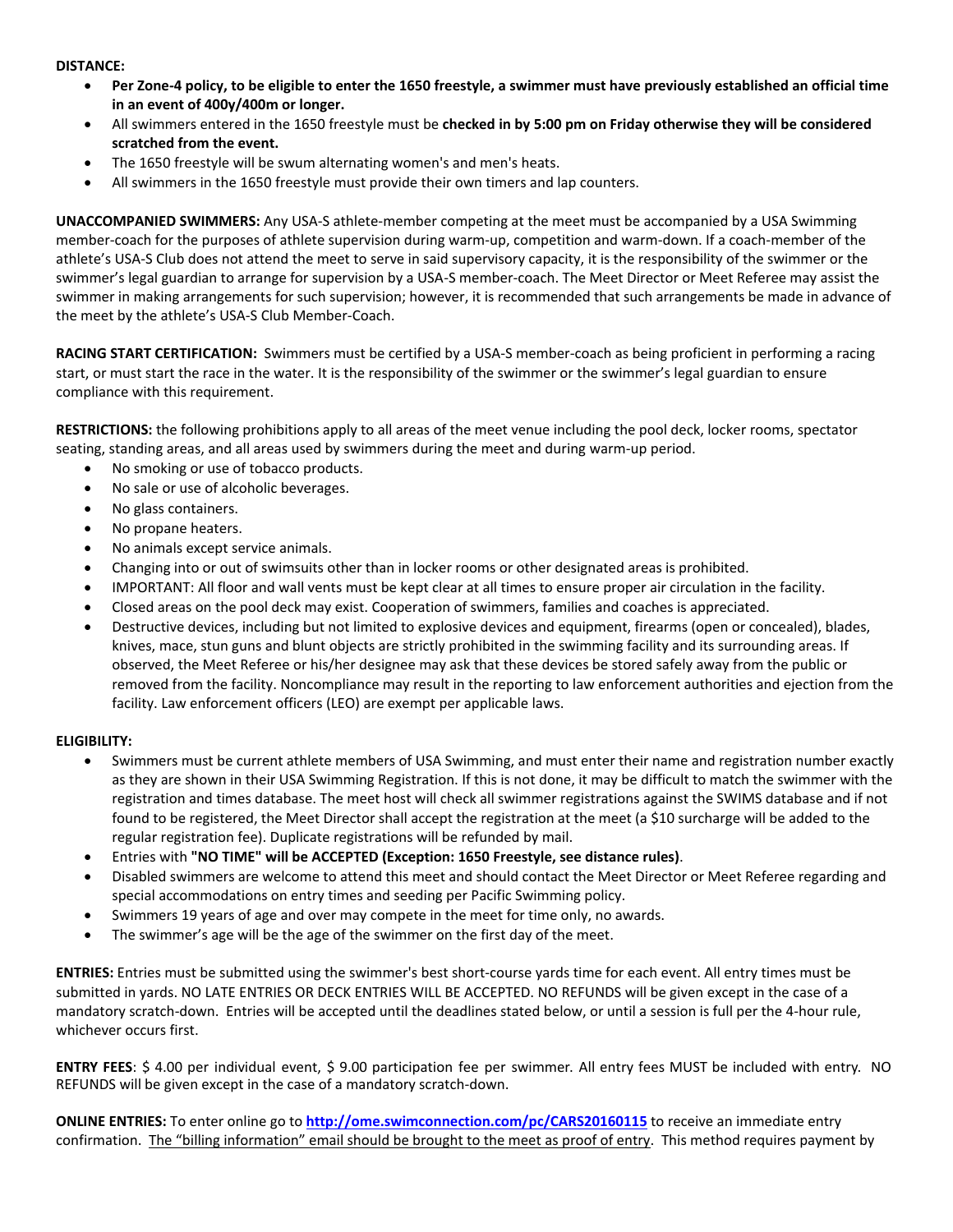**DISTANCE:**

- **Per Zone-4 policy, to be eligible to enter the 1650 freestyle, a swimmer must have previously established an official time in an event of 400y/400m or longer.**
- All swimmers entered in the 1650 freestyle must be **checked in by 5:00 pm on Friday otherwise they will be considered scratched from the event.**
- The 1650 freestyle will be swum alternating women's and men's heats.
- All swimmers in the 1650 freestyle must provide their own timers and lap counters.

**UNACCOMPANIED SWIMMERS:** Any USA-S athlete-member competing at the meet must be accompanied by a USA Swimming member-coach for the purposes of athlete supervision during warm-up, competition and warm-down. If a coach-member of the athlete's USA-S Club does not attend the meet to serve in said supervisory capacity, it is the responsibility of the swimmer or the swimmer's legal guardian to arrange for supervision by a USA-S member-coach. The Meet Director or Meet Referee may assist the swimmer in making arrangements for such supervision; however, it is recommended that such arrangements be made in advance of the meet by the athlete's USA-S Club Member-Coach.

**RACING START CERTIFICATION:** Swimmers must be certified by a USA-S member-coach as being proficient in performing a racing start, or must start the race in the water. It is the responsibility of the swimmer or the swimmer's legal guardian to ensure compliance with this requirement.

**RESTRICTIONS:** the following prohibitions apply to all areas of the meet venue including the pool deck, locker rooms, spectator seating, standing areas, and all areas used by swimmers during the meet and during warm-up period.

- No smoking or use of tobacco products.
- No sale or use of alcoholic beverages.
- No glass containers.
- No propane heaters.
- No animals except service animals.
- Changing into or out of swimsuits other than in locker rooms or other designated areas is prohibited.
- IMPORTANT: All floor and wall vents must be kept clear at all times to ensure proper air circulation in the facility.
- Closed areas on the pool deck may exist. Cooperation of swimmers, families and coaches is appreciated.
- Destructive devices, including but not limited to explosive devices and equipment, firearms (open or concealed), blades, knives, mace, stun guns and blunt objects are strictly prohibited in the swimming facility and its surrounding areas. If observed, the Meet Referee or his/her designee may ask that these devices be stored safely away from the public or removed from the facility. Noncompliance may result in the reporting to law enforcement authorities and ejection from the facility. Law enforcement officers (LEO) are exempt per applicable laws.

**ELIGIBILITY:**

- Swimmers must be current athlete members of USA Swimming, and must enter their name and registration number exactly as they are shown in their USA Swimming Registration. If this is not done, it may be difficult to match the swimmer with the registration and times database. The meet host will check all swimmer registrations against the SWIMS database and if not found to be registered, the Meet Director shall accept the registration at the meet (a $10 surcharge will be added to the regular registration fee). Duplicate registrations will be refunded by mail.
- Entries with **"NO TIME" will be ACCEPTED (Exception: 1650 Freestyle, see distance rules)**.
- Disabled swimmers are welcome to attend this meet and should contact the Meet Director or Meet Referee regarding and special accommodations on entry times and seeding per Pacific Swimming policy.
- Swimmers 19 years of age and over may compete in the meet for time only, no awards.
- The swimmer's age will be the age of the swimmer on the first day of the meet.

**ENTRIES:** Entries must be submitted using the swimmer's best short-course yards time for each event. All entry times must be submitted in yards. NO LATE ENTRIES OR DECK ENTRIES WILL BE ACCEPTED. NO REFUNDS will be given except in the case of a mandatory scratch-down. Entries will be accepted until the deadlines stated below, or until a session is full per the 4-hour rule, whichever occurs first.

**ENTRY FEES**: $ 4.00 per individual event, $ 9.00 participation fee per swimmer. All entry fees MUST be included with entry. NO REFUNDS will be given except in the case of a mandatory scratch-down.

**ONLINE ENTRIES:** To enter online go to **http://ome.swimconnection.com/pc/CARS20160115** to receive an immediate entry confirmation. The "billing information" email should be brought to the meet as proof of entry. This method requires payment by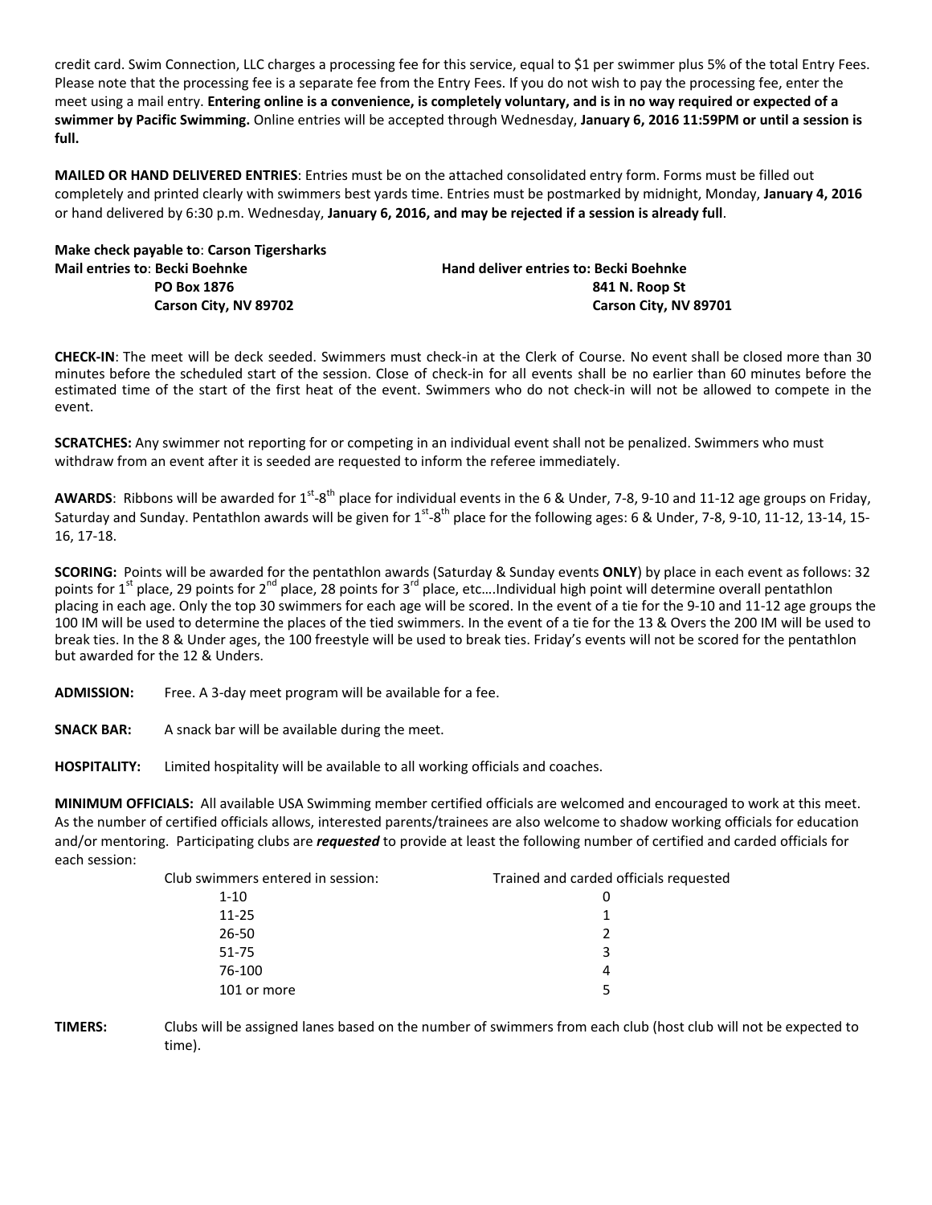credit card. Swim Connection, LLC charges a processing fee for this service, equal to $1 per swimmer plus 5% of the total Entry Fees. Please note that the processing fee is a separate fee from the Entry Fees. If you do not wish to pay the processing fee, enter the meet using a mail entry. **Entering online is a convenience, is completely voluntary, and is in no way required or expected of a swimmer by Pacific Swimming.** Online entries will be accepted through Wednesday, **January 6, 2016 11:59PM or until a session is full.**

**MAILED OR HAND DELIVERED ENTRIES**: Entries must be on the attached consolidated entry form. Forms must be filled out completely and printed clearly with swimmers best yards time. Entries must be postmarked by midnight, Monday, **January 4, 2016** or hand delivered by 6:30 p.m. Wednesday, **January 6, 2016, and may be rejected if a session is already full**.

**Make check payable to**: **Carson Tigersharks**

**Mail entries to**: **Becki Boehnke**
**PO Box 1876**
**Carson City, NV 89702**

**Hand deliver entries to: Becki Boehnke**
**841 N. Roop St**
**Carson City, NV 89701**

**CHECK-IN**: The meet will be deck seeded. Swimmers must check-in at the Clerk of Course. No event shall be closed more than 30 minutes before the scheduled start of the session. Close of check-in for all events shall be no earlier than 60 minutes before the estimated time of the start of the first heat of the event. Swimmers who do not check-in will not be allowed to compete in the event.

**SCRATCHES:** Any swimmer not reporting for or competing in an individual event shall not be penalized. Swimmers who must withdraw from an event after it is seeded are requested to inform the referee immediately.

**AWARDS**: Ribbons will be awarded for 1st-8th place for individual events in the 6 & Under, 7-8, 9-10 and 11-12 age groups on Friday, Saturday and Sunday. Pentathlon awards will be given for 1st-8th place for the following ages: 6 & Under, 7-8, 9-10, 11-12, 13-14, 15-16, 17-18.

**SCORING:** Points will be awarded for the pentathlon awards (Saturday & Sunday events **ONLY**) by place in each event as follows: 32 points for 1st place, 29 points for 2nd place, 28 points for 3rd place, etc….Individual high point will determine overall pentathlon placing in each age. Only the top 30 swimmers for each age will be scored. In the event of a tie for the 9-10 and 11-12 age groups the 100 IM will be used to determine the places of the tied swimmers. In the event of a tie for the 13 & Overs the 200 IM will be used to break ties. In the 8 & Under ages, the 100 freestyle will be used to break ties. Friday's events will not be scored for the pentathlon but awarded for the 12 & Unders.

**ADMISSION:** Free. A 3-day meet program will be available for a fee.

**SNACK BAR:** A snack bar will be available during the meet.

**HOSPITALITY:** Limited hospitality will be available to all working officials and coaches.

**MINIMUM OFFICIALS:** All available USA Swimming member certified officials are welcomed and encouraged to work at this meet. As the number of certified officials allows, interested parents/trainees are also welcome to shadow working officials for education and/or mentoring. Participating clubs are ***requested*** to provide at least the following number of certified and carded officials for each session:

| Club swimmers entered in session: | Trained and carded officials requested |
|---|---|
| 1-10 | 0 |
| 11-25 | 1 |
| 26-50 | 2 |
| 51-75 | 3 |
| 76-100 | 4 |
| 101 or more | 5 |

**TIMERS:** Clubs will be assigned lanes based on the number of swimmers from each club (host club will not be expected to time).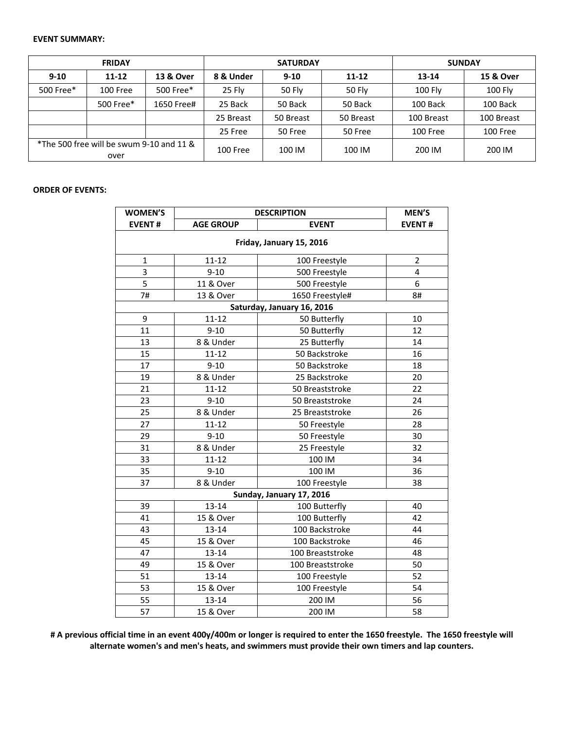**EVENT SUMMARY:**

| FRIDAY | | | SATURDAY | | | SUNDAY | |
|---|---|---|---|---|---|---|---|
| 9-10 | 11-12 | 13 & Over | 8 & Under | 9-10 | 11-12 | 13-14 | 15 & Over |
| 500 Free* | 100 Free | 500 Free* | 25 Fly | 50 Fly | 50 Fly | 100 Fly | 100 Fly |
| | 500 Free* | 1650 Free# | 25 Back | 50 Back | 50 Back | 100 Back | 100 Back |
| | | | 25 Breast | 50 Breast | 50 Breast | 100 Breast | 100 Breast |
| | | | 25 Free | 50 Free | 50 Free | 100 Free | 100 Free |
| *The 500 free will be swum 9-10 and 11 & over | | | 100 Free | 100 IM | 100 IM | 200 IM | 200 IM |

**ORDER OF EVENTS:**

| WOMEN'S EVENT # | DESCRIPTION | | MEN'S EVENT # |
|---|---|---|---|
| | AGE GROUP | EVENT | |
| | **Friday, January 15, 2016** | | |
| 1 | 11-12 | 100 Freestyle | 2 |
| 3 | 9-10 | 500 Freestyle | 4 |
| 5 | 11 & Over | 500 Freestyle | 6 |
| 7# | 13 & Over | 1650 Freestyle# | 8# |
| | **Saturday, January 16, 2016** | | |
| 9 | 11-12 | 50 Butterfly | 10 |
| 11 | 9-10 | 50 Butterfly | 12 |
| 13 | 8 & Under | 25 Butterfly | 14 |
| 15 | 11-12 | 50 Backstroke | 16 |
| 17 | 9-10 | 50 Backstroke | 18 |
| 19 | 8 & Under | 25 Backstroke | 20 |
| 21 | 11-12 | 50 Breaststroke | 22 |
| 23 | 9-10 | 50 Breaststroke | 24 |
| 25 | 8 & Under | 25 Breaststroke | 26 |
| 27 | 11-12 | 50 Freestyle | 28 |
| 29 | 9-10 | 50 Freestyle | 30 |
| 31 | 8 & Under | 25 Freestyle | 32 |
| 33 | 11-12 | 100 IM | 34 |
| 35 | 9-10 | 100 IM | 36 |
| 37 | 8 & Under | 100 Freestyle | 38 |
| | **Sunday, January 17, 2016** | | |
| 39 | 13-14 | 100 Butterfly | 40 |
| 41 | 15 & Over | 100 Butterfly | 42 |
| 43 | 13-14 | 100 Backstroke | 44 |
| 45 | 15 & Over | 100 Backstroke | 46 |
| 47 | 13-14 | 100 Breaststroke | 48 |
| 49 | 15 & Over | 100 Breaststroke | 50 |
| 51 | 13-14 | 100 Freestyle | 52 |
| 53 | 15 & Over | 100 Freestyle | 54 |
| 55 | 13-14 | 200 IM | 56 |
| 57 | 15 & Over | 200 IM | 58 |

**# A previous official time in an event 400y/400m or longer is required to enter the 1650 freestyle. The 1650 freestyle will alternate women's and men's heats, and swimmers must provide their own timers and lap counters.**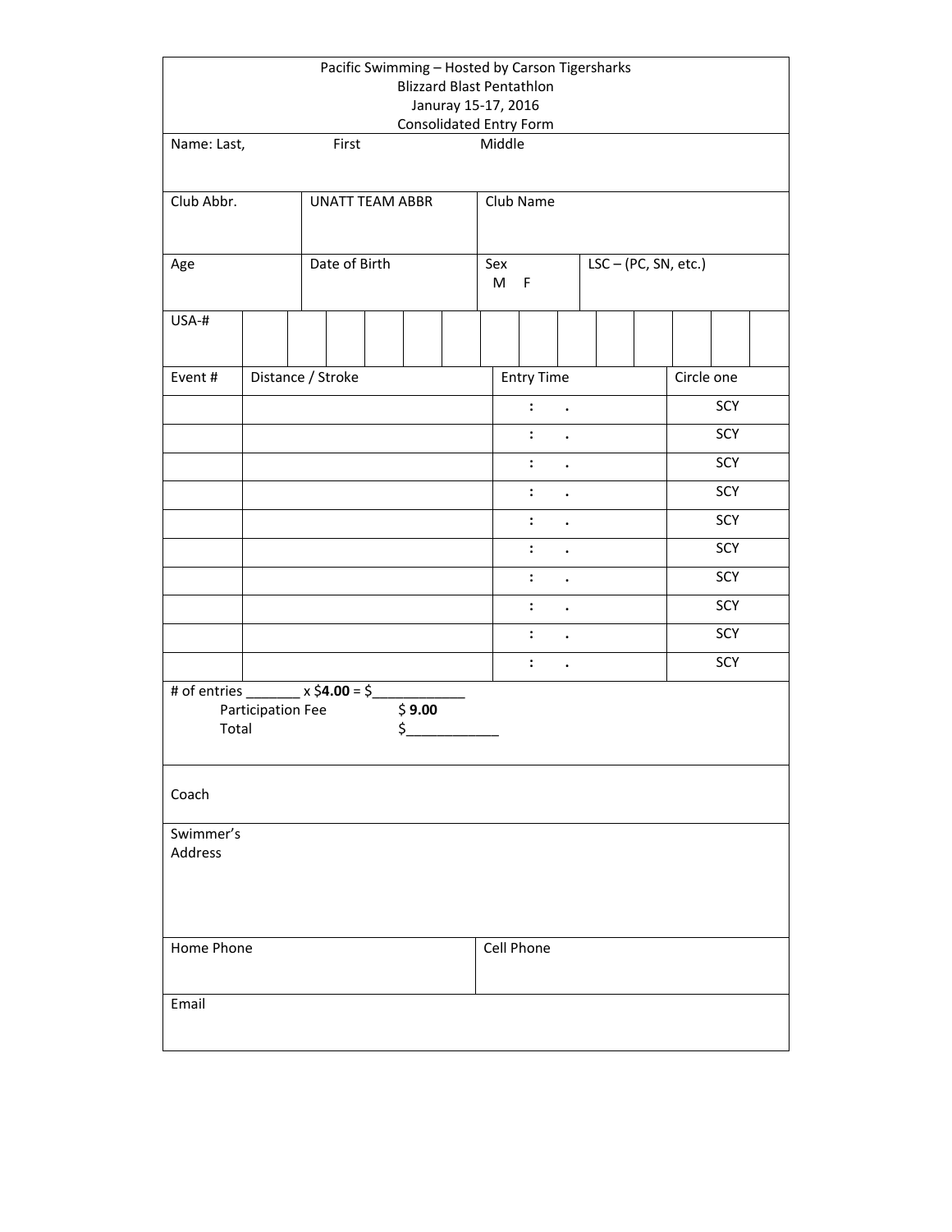Pacific Swimming – Hosted by Carson Tigersharks
Blizzard Blast Pentathlon
Januray 15-17, 2016
Consolidated Entry Form

| Name: Last, | First | Middle |
|---|---|---|
| | | |

| Club Abbr. | UNATT TEAM ABBR | Club Name |
|---|---|---|
| | | |

| Age | Date of Birth | Sex M F | LSC – (PC, SN, etc.) |
|---|---|---|---|
| | | | |

| USA-# | | | | | | | | | | | | | | |
|---|---|---|---|---|---|---|---|---|---|---|---|---|---|---|
| | | | | | | | | | | | | | | |

| Event # | Distance / Stroke | Entry Time | Circle one |
|---|---|---|---|
| | | : . | SCY |
| | | : . | SCY |
| | | : . | SCY |
| | | : . | SCY |
| | | : . | SCY |
| | | : . | SCY |
| | | : . | SCY |
| | | : . | SCY |
| | | : . | SCY |
| | | : . | SCY |

# of entries _______ x $**4.00** = $____________

Participation Fee $ **9.00**

Total $____________

Coach

Swimmer's Address

| Home Phone | Cell Phone |
|---|---|
| | |

Email